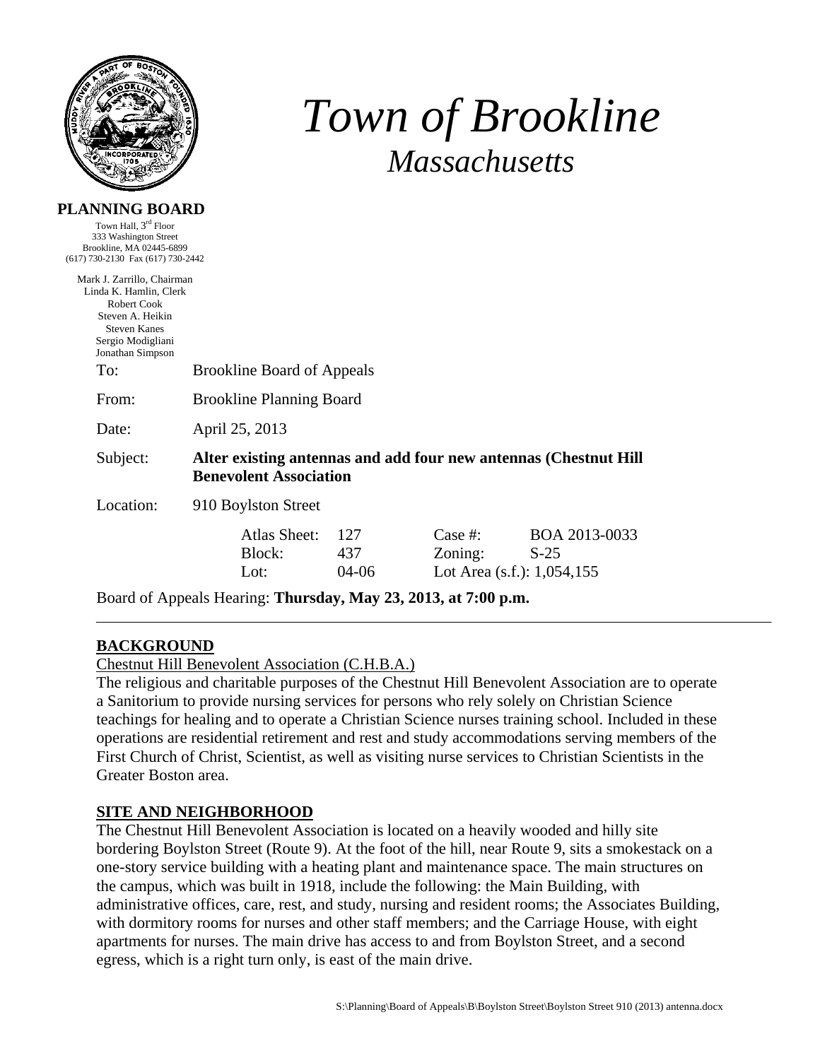# Town of Brookline

## *Massachusetts*

**PLANNING BOARD**

Town Hall, 3rd Floor
333 Washington Street
Brookline, MA 02445-6899
(617) 730-2130 Fax (617) 730-2442

Mark J. Zarrillo, Chairman
Linda K. Hamlin, Clerk
Robert Cook
Steven A. Heikin
Steven Kanes
Sergio Modigliani
Jonathan Simpson

To: Brookline Board of Appeals

From: Brookline Planning Board

Date: April 25, 2013

Subject: **Alter existing antennas and add four new antennas (Chestnut Hill Benevolent Association**

Location: 910 Boylston Street

| | | | |
|---|---|---|---|
| Atlas Sheet: | 127 | Case #: | BOA 2013-0033 |
| Block: | 437 | Zoning: | S-25 |
| Lot: | 04-06 | Lot Area (s.f.): 1,054,155 | |

Board of Appeals Hearing: **Thursday, May 23, 2013, at 7:00 p.m.**

---

## BACKGROUND

Chestnut Hill Benevolent Association (C.H.B.A.)

The religious and charitable purposes of the Chestnut Hill Benevolent Association are to operate a Sanitorium to provide nursing services for persons who rely solely on Christian Science teachings for healing and to operate a Christian Science nurses training school. Included in these operations are residential retirement and rest and study accommodations serving members of the First Church of Christ, Scientist, as well as visiting nurse services to Christian Scientists in the Greater Boston area.

## SITE AND NEIGHBORHOOD

The Chestnut Hill Benevolent Association is located on a heavily wooded and hilly site bordering Boylston Street (Route 9). At the foot of the hill, near Route 9, sits a smokestack on a one-story service building with a heating plant and maintenance space. The main structures on the campus, which was built in 1918, include the following: the Main Building, with administrative offices, care, rest, and study, nursing and resident rooms; the Associates Building, with dormitory rooms for nurses and other staff members; and the Carriage House, with eight apartments for nurses. The main drive has access to and from Boylston Street, and a second egress, which is a right turn only, is east of the main drive.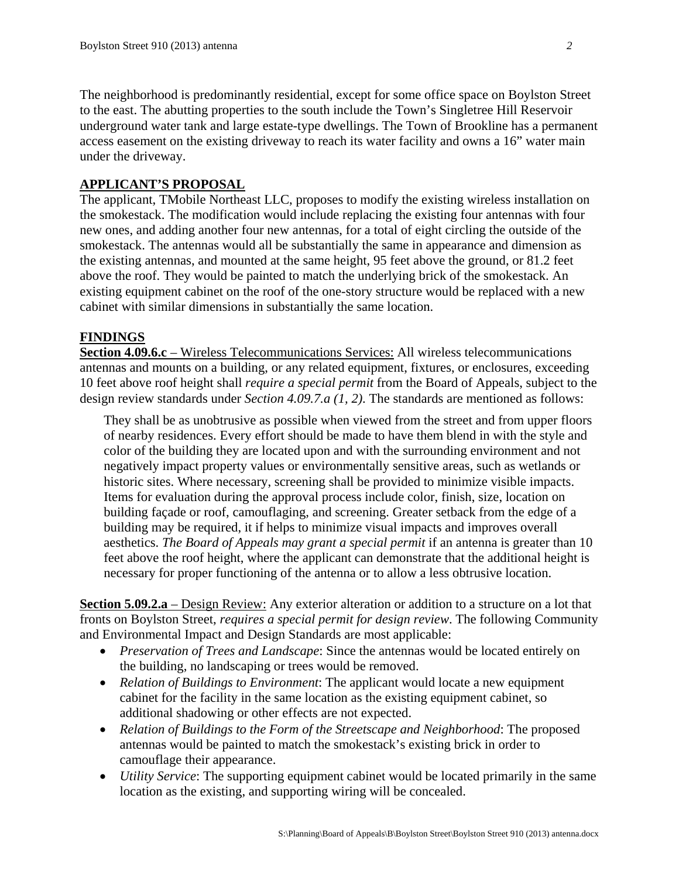The neighborhood is predominantly residential, except for some office space on Boylston Street to the east. The abutting properties to the south include the Town's Singletree Hill Reservoir underground water tank and large estate-type dwellings. The Town of Brookline has a permanent access easement on the existing driveway to reach its water facility and owns a 16" water main under the driveway.

## APPLICANT'S PROPOSAL

The applicant, TMobile Northeast LLC, proposes to modify the existing wireless installation on the smokestack. The modification would include replacing the existing four antennas with four new ones, and adding another four new antennas, for a total of eight circling the outside of the smokestack. The antennas would all be substantially the same in appearance and dimension as the existing antennas, and mounted at the same height, 95 feet above the ground, or 81.2 feet above the roof. They would be painted to match the underlying brick of the smokestack. An existing equipment cabinet on the roof of the one-story structure would be replaced with a new cabinet with similar dimensions in substantially the same location.

## FINDINGS

**Section 4.09.6.c** – Wireless Telecommunications Services: All wireless telecommunications antennas and mounts on a building, or any related equipment, fixtures, or enclosures, exceeding 10 feet above roof height shall *require a special permit* from the Board of Appeals, subject to the design review standards under *Section 4.09.7.a (1, 2)*. The standards are mentioned as follows:

> They shall be as unobtrusive as possible when viewed from the street and from upper floors of nearby residences. Every effort should be made to have them blend in with the style and color of the building they are located upon and with the surrounding environment and not negatively impact property values or environmentally sensitive areas, such as wetlands or historic sites. Where necessary, screening shall be provided to minimize visible impacts. Items for evaluation during the approval process include color, finish, size, location on building façade or roof, camouflaging, and screening. Greater setback from the edge of a building may be required, it if helps to minimize visual impacts and improves overall aesthetics. *The Board of Appeals may grant a special permit* if an antenna is greater than 10 feet above the roof height, where the applicant can demonstrate that the additional height is necessary for proper functioning of the antenna or to allow a less obtrusive location.

**Section 5.09.2.a** – Design Review: Any exterior alteration or addition to a structure on a lot that fronts on Boylston Street, *requires a special permit for design review*. The following Community and Environmental Impact and Design Standards are most applicable:

- *Preservation of Trees and Landscape*: Since the antennas would be located entirely on the building, no landscaping or trees would be removed.
- *Relation of Buildings to Environment*: The applicant would locate a new equipment cabinet for the facility in the same location as the existing equipment cabinet, so additional shadowing or other effects are not expected.
- *Relation of Buildings to the Form of the Streetscape and Neighborhood*: The proposed antennas would be painted to match the smokestack's existing brick in order to camouflage their appearance.
- *Utility Service*: The supporting equipment cabinet would be located primarily in the same location as the existing, and supporting wiring will be concealed.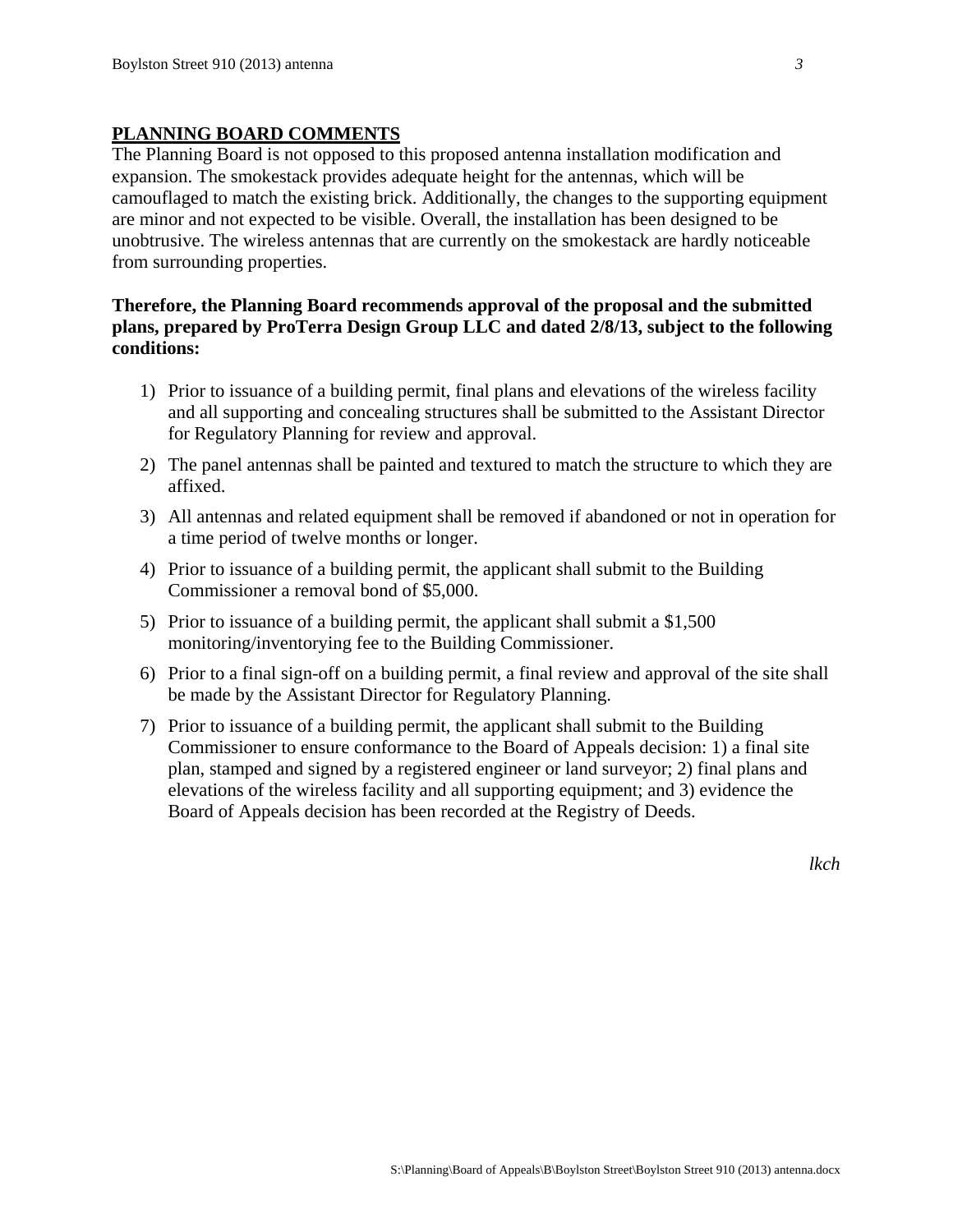## PLANNING BOARD COMMENTS

The Planning Board is not opposed to this proposed antenna installation modification and expansion. The smokestack provides adequate height for the antennas, which will be camouflaged to match the existing brick. Additionally, the changes to the supporting equipment are minor and not expected to be visible. Overall, the installation has been designed to be unobtrusive. The wireless antennas that are currently on the smokestack are hardly noticeable from surrounding properties.

**Therefore, the Planning Board recommends approval of the proposal and the submitted plans, prepared by ProTerra Design Group LLC and dated 2/8/13, subject to the following conditions:**

1) Prior to issuance of a building permit, final plans and elevations of the wireless facility and all supporting and concealing structures shall be submitted to the Assistant Director for Regulatory Planning for review and approval.

2) The panel antennas shall be painted and textured to match the structure to which they are affixed.

3) All antennas and related equipment shall be removed if abandoned or not in operation for a time period of twelve months or longer.

4) Prior to issuance of a building permit, the applicant shall submit to the Building Commissioner a removal bond of $5,000.

5) Prior to issuance of a building permit, the applicant shall submit a $1,500 monitoring/inventorying fee to the Building Commissioner.

6) Prior to a final sign-off on a building permit, a final review and approval of the site shall be made by the Assistant Director for Regulatory Planning.

7) Prior to issuance of a building permit, the applicant shall submit to the Building Commissioner to ensure conformance to the Board of Appeals decision: 1) a final site plan, stamped and signed by a registered engineer or land surveyor; 2) final plans and elevations of the wireless facility and all supporting equipment; and 3) evidence the Board of Appeals decision has been recorded at the Registry of Deeds.

*lkch*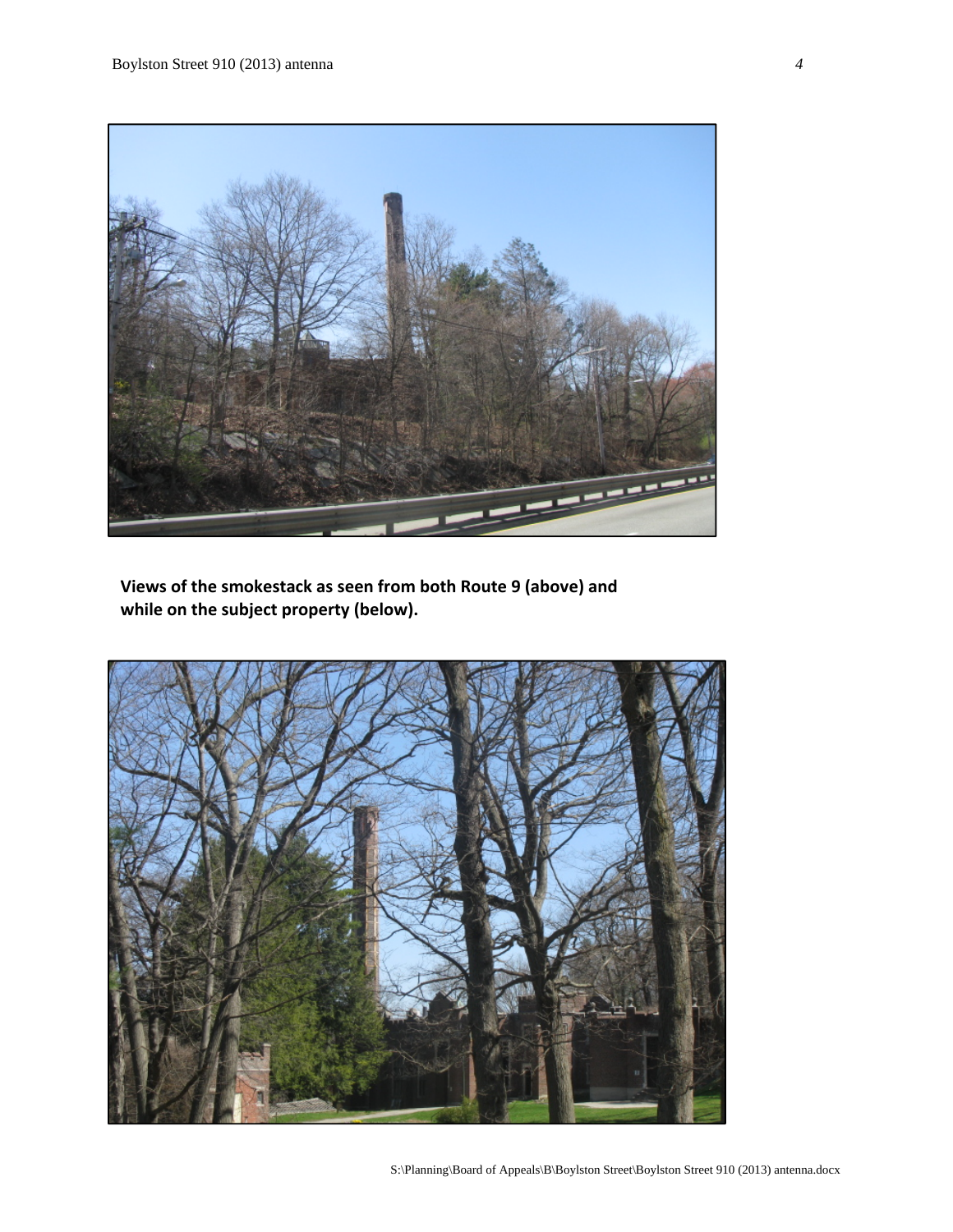**Views of the smokestack as seen from both Route 9 (above) and while on the subject property (below).**